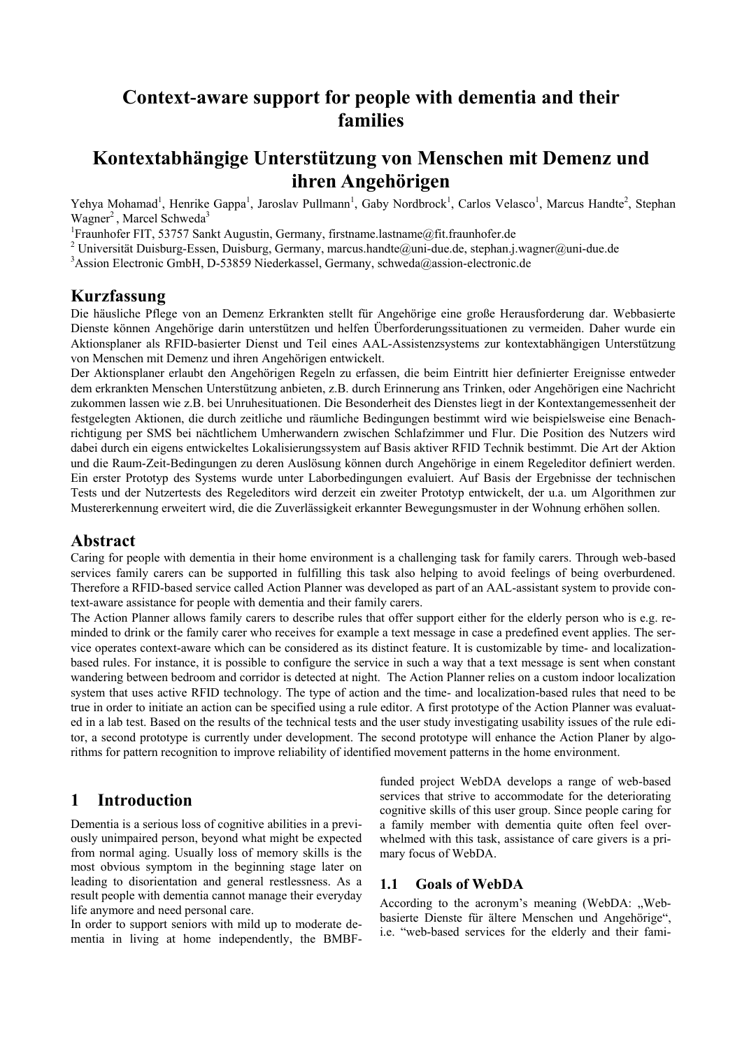# Context-aware support for people with dementia and their families

# Kontextabhängige Unterstützung von Menschen mit Demenz und ihren Angehörigen

Yehya Mohamad[1], Henrike Gappa[1], Jaroslav Pullmann[1], Gaby Nordbrock[1], Carlos Velasco[1], Marcus Handte[2], Stephan Wagner[2], Marcel Schweda[3]

[1]Fraunhofer FIT, 53757 Sankt Augustin, Germany, firstname.lastname@fit.fraunhofer.de

[2] Universität Duisburg-Essen, Duisburg, Germany, marcus.handte@uni-due.de, stephan.j.wagner@uni-due.de

[3]Assion Electronic GmbH, D-53859 Niederkassel, Germany, schweda@assion-electronic.de

## Kurzfassung

Die häusliche Pflege von an Demenz Erkrankten stellt für Angehörige eine große Herausforderung dar. Webbasierte Dienste können Angehörige darin unterstützen und helfen Überforderungssituationen zu vermeiden. Daher wurde ein Aktionsplaner als RFID-basierter Dienst und Teil eines AAL-Assistenzsystems zur kontextabhängigen Unterstützung von Menschen mit Demenz und ihren Angehörigen entwickelt.

Der Aktionsplaner erlaubt den Angehörigen Regeln zu erfassen, die beim Eintritt hier definierter Ereignisse entweder dem erkrankten Menschen Unterstützung anbieten, z.B. durch Erinnerung ans Trinken, oder Angehörigen eine Nachricht zukommen lassen wie z.B. bei Unruhesituationen. Die Besonderheit des Dienstes liegt in der Kontextangemessenheit der festgelegten Aktionen, die durch zeitliche und räumliche Bedingungen bestimmt wird wie beispielsweise eine Benachrichtigung per SMS bei nächtlichem Umherwandern zwischen Schlafzimmer und Flur. Die Position des Nutzers wird dabei durch ein eigens entwickeltes Lokalisierungssystem auf Basis aktiver RFID Technik bestimmt. Die Art der Aktion und die Raum-Zeit-Bedingungen zu deren Auslösung können durch Angehörige in einem Regeleditor definiert werden. Ein erster Prototyp des Systems wurde unter Laborbedingungen evaluiert. Auf Basis der Ergebnisse der technischen Tests und der Nutzertests des Regeleditors wird derzeit ein zweiter Prototyp entwickelt, der u.a. um Algorithmen zur Mustererkennung erweitert wird, die die Zuverlässigkeit erkannter Bewegungsmuster in der Wohnung erhöhen sollen.

## Abstract

Caring for people with dementia in their home environment is a challenging task for family carers. Through web-based services family carers can be supported in fulfilling this task also helping to avoid feelings of being overburdened. Therefore a RFID-based service called Action Planner was developed as part of an AAL-assistant system to provide context-aware assistance for people with dementia and their family carers.

The Action Planner allows family carers to describe rules that offer support either for the elderly person who is e.g. reminded to drink or the family carer who receives for example a text message in case a predefined event applies. The service operates context-aware which can be considered as its distinct feature. It is customizable by time- and localization-based rules. For instance, it is possible to configure the service in such a way that a text message is sent when constant wandering between bedroom and corridor is detected at night. The Action Planner relies on a custom indoor localization system that uses active RFID technology. The type of action and the time- and localization-based rules that need to be true in order to initiate an action can be specified using a rule editor. A first prototype of the Action Planner was evaluated in a lab test. Based on the results of the technical tests and the user study investigating usability issues of the rule editor, a second prototype is currently under development. The second prototype will enhance the Action Planer by algorithms for pattern recognition to improve reliability of identified movement patterns in the home environment.

## 1 Introduction

Dementia is a serious loss of cognitive abilities in a previously unimpaired person, beyond what might be expected from normal aging. Usually loss of memory skills is the most obvious symptom in the beginning stage later on leading to disorientation and general restlessness. As a result people with dementia cannot manage their everyday life anymore and need personal care.

In order to support seniors with mild up to moderate dementia in living at home independently, the BMBF-funded project WebDA develops a range of web-based services that strive to accommodate for the deteriorating cognitive skills of this user group. Since people caring for a family member with dementia quite often feel overwhelmed with this task, assistance of care givers is a primary focus of WebDA.

### 1.1 Goals of WebDA

According to the acronym's meaning (WebDA: „Web-basierte Dienste für ältere Menschen und Angehörige", i.e. "web-based services for the elderly and their fami-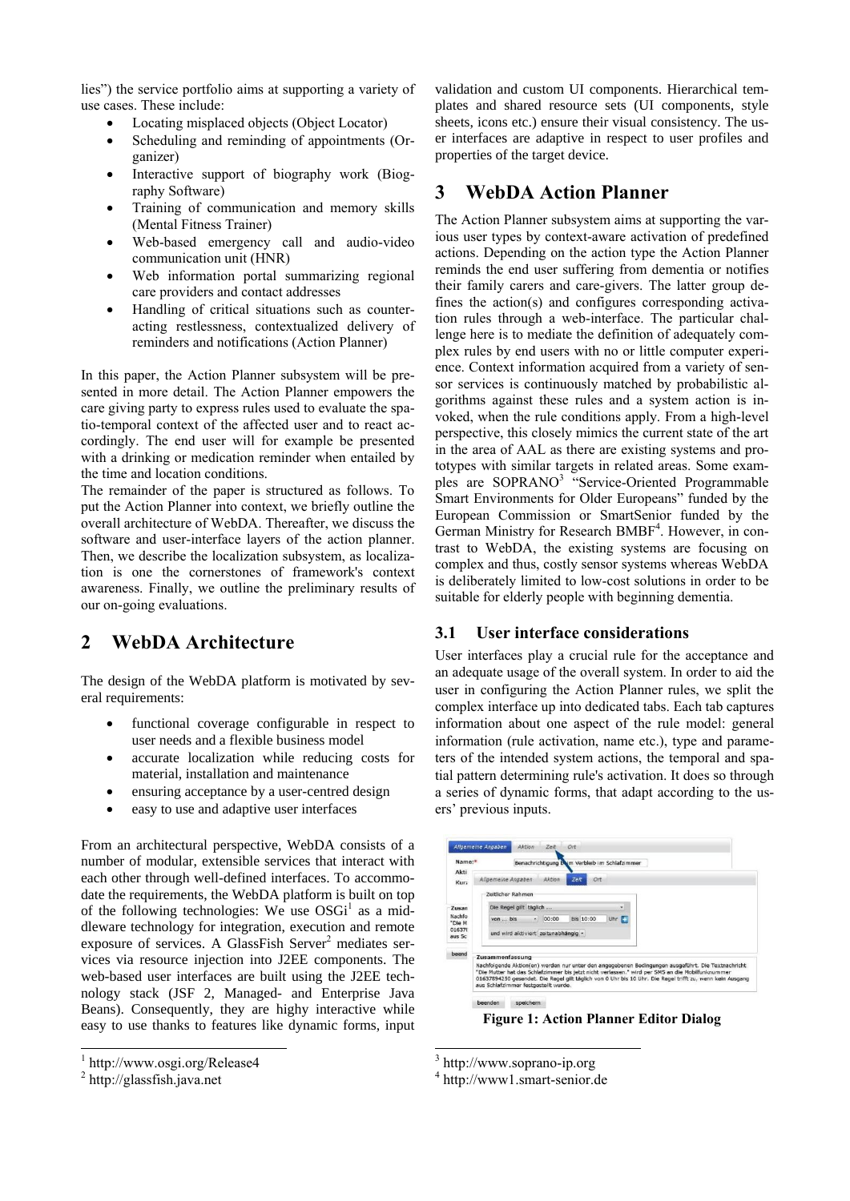lies") the service portfolio aims at supporting a variety of use cases. These include:

- Locating misplaced objects (Object Locator)
- Scheduling and reminding of appointments (Organizer)
- Interactive support of biography work (Biography Software)
- Training of communication and memory skills (Mental Fitness Trainer)
- Web-based emergency call and audio-video communication unit (HNR)
- Web information portal summarizing regional care providers and contact addresses
- Handling of critical situations such as counteracting restlessness, contextualized delivery of reminders and notifications (Action Planner)

In this paper, the Action Planner subsystem will be presented in more detail. The Action Planner empowers the care giving party to express rules used to evaluate the spatio-temporal context of the affected user and to react accordingly. The end user will for example be presented with a drinking or medication reminder when entailed by the time and location conditions.

The remainder of the paper is structured as follows. To put the Action Planner into context, we briefly outline the overall architecture of WebDA. Thereafter, we discuss the software and user-interface layers of the action planner. Then, we describe the localization subsystem, as localization is one the cornerstones of framework's context awareness. Finally, we outline the preliminary results of our on-going evaluations.

## 2 WebDA Architecture

The design of the WebDA platform is motivated by several requirements:

- functional coverage configurable in respect to user needs and a flexible business model
- accurate localization while reducing costs for material, installation and maintenance
- ensuring acceptance by a user-centred design
- easy to use and adaptive user interfaces

From an architectural perspective, WebDA consists of a number of modular, extensible services that interact with each other through well-defined interfaces. To accommodate the requirements, the WebDA platform is built on top of the following technologies: We use OSGi[1] as a middleware technology for integration, execution and remote exposure of services. A GlassFish Server[2] mediates services via resource injection into J2EE components. The web-based user interfaces are built using the J2EE technology stack (JSF 2, Managed- and Enterprise Java Beans). Consequently, they are highy interactive while easy to use thanks to features like dynamic forms, input validation and custom UI components. Hierarchical templates and shared resource sets (UI components, style sheets, icons etc.) ensure their visual consistency. The user interfaces are adaptive in respect to user profiles and properties of the target device.

## 3 WebDA Action Planner

The Action Planner subsystem aims at supporting the various user types by context-aware activation of predefined actions. Depending on the action type the Action Planner reminds the end user suffering from dementia or notifies their family carers and care-givers. The latter group defines the action(s) and configures corresponding activation rules through a web-interface. The particular challenge here is to mediate the definition of adequately complex rules by end users with no or little computer experience. Context information acquired from a variety of sensor services is continuously matched by probabilistic algorithms against these rules and a system action is invoked, when the rule conditions apply. From a high-level perspective, this closely mimics the current state of the art in the area of AAL as there are existing systems and prototypes with similar targets in related areas. Some examples are SOPRANO[3] "Service-Oriented Programmable Smart Environments for Older Europeans" funded by the European Commission or SmartSenior funded by the German Ministry for Research BMBF[4]. However, in contrast to WebDA, the existing systems are focusing on complex and thus, costly sensor systems whereas WebDA is deliberately limited to low-cost solutions in order to be suitable for elderly people with beginning dementia.

### 3.1 User interface considerations

User interfaces play a crucial rule for the acceptance and an adequate usage of the overall system. In order to aid the user in configuring the Action Planner rules, we split the complex interface up into dedicated tabs. Each tab captures information about one aspect of the rule model: general information (rule activation, name etc.), type and parameters of the intended system actions, the temporal and spatial pattern determining rule's activation. It does so through a series of dynamic forms, that adapt according to the users' previous inputs.

**Figure 1: Action Planner Editor Dialog**

[1] http://www.osgi.org/Release4

[2] http://glassfish.java.net

[3] http://www.soprano-ip.org

[4] http://www1.smart-senior.de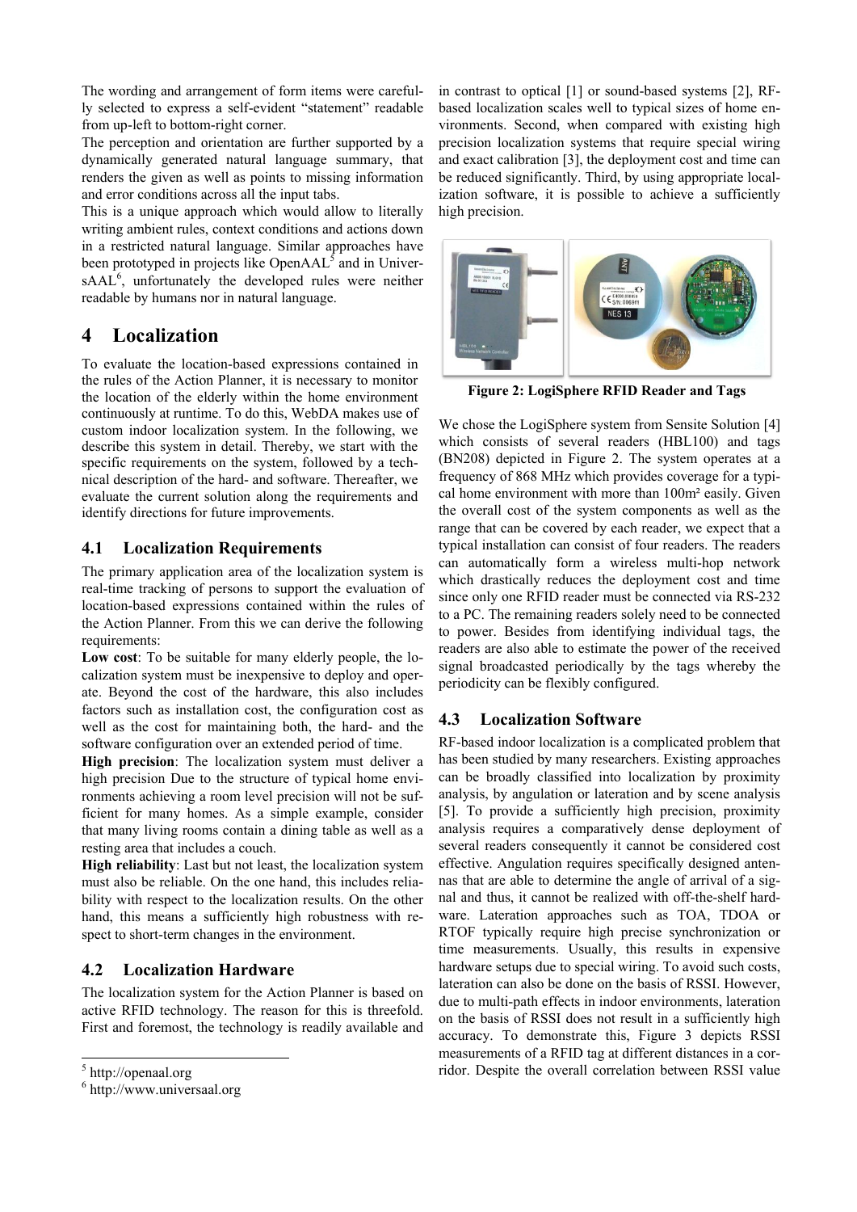The wording and arrangement of form items were carefully selected to express a self-evident "statement" readable from up-left to bottom-right corner.

The perception and orientation are further supported by a dynamically generated natural language summary, that renders the given as well as points to missing information and error conditions across all the input tabs.

This is a unique approach which would allow to literally writing ambient rules, context conditions and actions down in a restricted natural language. Similar approaches have been prototyped in projects like OpenAAL[5] and in UniversAAL[6], unfortunately the developed rules were neither readable by humans nor in natural language.

# 4 Localization

To evaluate the location-based expressions contained in the rules of the Action Planner, it is necessary to monitor the location of the elderly within the home environment continuously at runtime. To do this, WebDA makes use of custom indoor localization system. In the following, we describe this system in detail. Thereby, we start with the specific requirements on the system, followed by a technical description of the hard- and software. Thereafter, we evaluate the current solution along the requirements and identify directions for future improvements.

## 4.1 Localization Requirements

The primary application area of the localization system is real-time tracking of persons to support the evaluation of location-based expressions contained within the rules of the Action Planner. From this we can derive the following requirements:

**Low cost**: To be suitable for many elderly people, the localization system must be inexpensive to deploy and operate. Beyond the cost of the hardware, this also includes factors such as installation cost, the configuration cost as well as the cost for maintaining both, the hard- and the software configuration over an extended period of time.

**High precision**: The localization system must deliver a high precision Due to the structure of typical home environments achieving a room level precision will not be sufficient for many homes. As a simple example, consider that many living rooms contain a dining table as well as a resting area that includes a couch.

**High reliability**: Last but not least, the localization system must also be reliable. On the one hand, this includes reliability with respect to the localization results. On the other hand, this means a sufficiently high robustness with respect to short-term changes in the environment.

## 4.2 Localization Hardware

The localization system for the Action Planner is based on active RFID technology. The reason for this is threefold. First and foremost, the technology is readily available and in contrast to optical [1] or sound-based systems [2], RF-based localization scales well to typical sizes of home environments. Second, when compared with existing high precision localization systems that require special wiring and exact calibration [3], the deployment cost and time can be reduced significantly. Third, by using appropriate localization software, it is possible to achieve a sufficiently high precision.

**Figure 2: LogiSphere RFID Reader and Tags**

We chose the LogiSphere system from Sensite Solution [4] which consists of several readers (HBL100) and tags (BN208) depicted in Figure 2. The system operates at a frequency of 868 MHz which provides coverage for a typical home environment with more than 100m² easily. Given the overall cost of the system components as well as the range that can be covered by each reader, we expect that a typical installation can consist of four readers. The readers can automatically form a wireless multi-hop network which drastically reduces the deployment cost and time since only one RFID reader must be connected via RS-232 to a PC. The remaining readers solely need to be connected to power. Besides from identifying individual tags, the readers are also able to estimate the power of the received signal broadcasted periodically by the tags whereby the periodicity can be flexibly configured.

## 4.3 Localization Software

RF-based indoor localization is a complicated problem that has been studied by many researchers. Existing approaches can be broadly classified into localization by proximity analysis, by angulation or lateration and by scene analysis [5]. To provide a sufficiently high precision, proximity analysis requires a comparatively dense deployment of several readers consequently it cannot be considered cost effective. Angulation requires specifically designed antennas that are able to determine the angle of arrival of a signal and thus, it cannot be realized with off-the-shelf hardware. Lateration approaches such as TOA, TDOA or RTOF typically require high precise synchronization or time measurements. Usually, this results in expensive hardware setups due to special wiring. To avoid such costs, lateration can also be done on the basis of RSSI. However, due to multi-path effects in indoor environments, lateration on the basis of RSSI does not result in a sufficiently high accuracy. To demonstrate this, Figure 3 depicts RSSI measurements of a RFID tag at different distances in a corridor. Despite the overall correlation between RSSI value

[5] http://openaal.org

[6] http://www.universaal.org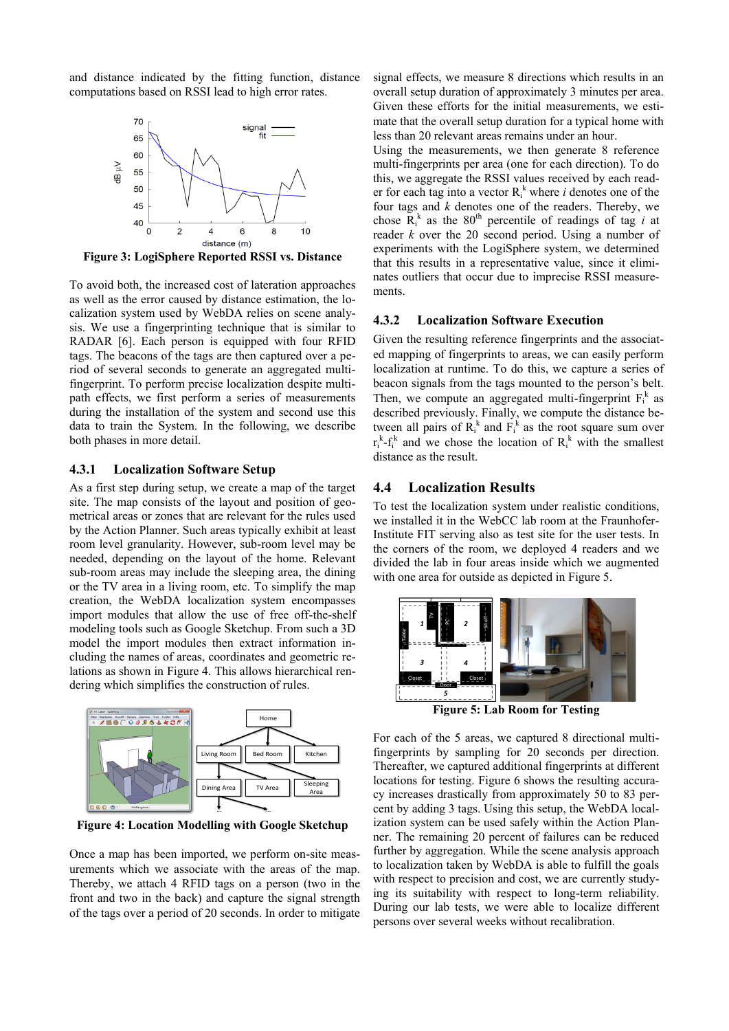and distance indicated by the fitting function, distance computations based on RSSI lead to high error rates.

signal
fit
70
65
60
55
50
45
40
dB µV
0 2 4 6 8 10
distance (m)

**Figure 3: LogiSphere Reported RSSI vs. Distance**

To avoid both, the increased cost of lateration approaches as well as the error caused by distance estimation, the localization system used by WebDA relies on scene analysis. We use a fingerprinting technique that is similar to RADAR [6]. Each person is equipped with four RFID tags. The beacons of the tags are then captured over a period of several seconds to generate an aggregated multi-fingerprint. To perform precise localization despite multipath effects, we first perform a series of measurements during the installation of the system and second use this data to train the System. In the following, we describe both phases in more detail.

### 4.3.1 Localization Software Setup

As a first step during setup, we create a map of the target site. The map consists of the layout and position of geometrical areas or zones that are relevant for the rules used by the Action Planner. Such areas typically exhibit at least room level granularity. However, sub-room level may be needed, depending on the layout of the home. Relevant sub-room areas may include the sleeping area, the dining or the TV area in a living room, etc. To simplify the map creation, the WebDA localization system encompasses import modules that allow the use of free off-the-shelf modeling tools such as Google Sketchup. From such a 3D model the import modules then extract information including the names of areas, coordinates and geometric relations as shown in Figure 4. This allows hierarchical rendering which simplifies the construction of rules.

Home
Living Room
Bed Room
Kitchen
Dining Area
TV Area
Sleeping Area

**Figure 4: Location Modelling with Google Sketchup**

Once a map has been imported, we perform on-site measurements which we associate with the areas of the map. Thereby, we attach 4 RFID tags on a person (two in the front and two in the back) and capture the signal strength of the tags over a period of 20 seconds. In order to mitigate signal effects, we measure 8 directions which results in an overall setup duration of approximately 3 minutes per area. Given these efforts for the initial measurements, we estimate that the overall setup duration for a typical home with less than 20 relevant areas remains under an hour.

Using the measurements, we then generate 8 reference multi-fingerprints per area (one for each direction). To do this, we aggregate the RSSI values received by each reader for each tag into a vector $R_i^k$ where *i* denotes one of the four tags and *k* denotes one of the readers. Thereby, we chose $R_i^k$ as the 80[th] percentile of readings of tag *i* at reader *k* over the 20 second period. Using a number of experiments with the LogiSphere system, we determined that this results in a representative value, since it eliminates outliers that occur due to imprecise RSSI measurements.

### 4.3.2 Localization Software Execution

Given the resulting reference fingerprints and the associated mapping of fingerprints to areas, we can easily perform localization at runtime. To do this, we capture a series of beacon signals from the tags mounted to the person's belt. Then, we compute an aggregated multi-fingerprint $F_i^k$ as described previously. Finally, we compute the distance between all pairs of $R_i^k$ and $F_i^k$ as the root square sum over $r_i^k$-$f_i^k$ and we chose the location of $R_i^k$ with the smallest distance as the result.

## 4.4 Localization Results

To test the localization system under realistic conditions, we installed it in the WebCC lab room at the Fraunhofer-Institute FIT serving also as test site for the user tests. In the corners of the room, we deployed 4 readers and we divided the lab in four areas inside which we augmented with one area for outside as depicted in Figure 5.

Table
TV
PC
Shelf
1
2
3
4
Closet
Door
Closet
5

**Figure 5: Lab Room for Testing**

For each of the 5 areas, we captured 8 directional multi-fingerprints by sampling for 20 seconds per direction. Thereafter, we captured additional fingerprints at different locations for testing. Figure 6 shows the resulting accuracy increases drastically from approximately 50 to 83 percent by adding 3 tags. Using this setup, the WebDA localization system can be used safely within the Action Planner. The remaining 20 percent of failures can be reduced further by aggregation. While the scene analysis approach to localization taken by WebDA is able to fulfill the goals with respect to precision and cost, we are currently studying its suitability with respect to long-term reliability. During our lab tests, we were able to localize different persons over several weeks without recalibration.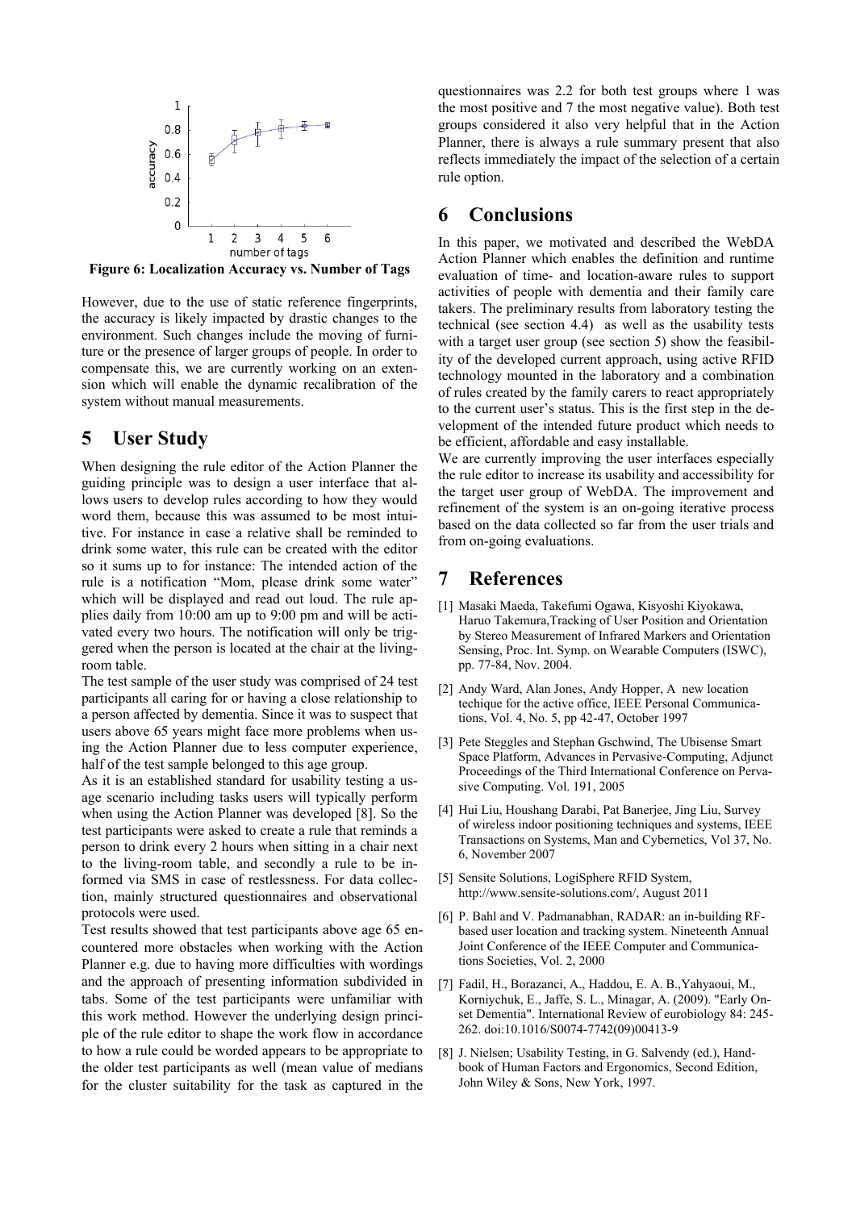1

0.8

0.6

accuracy

0.4

0.2

0

1 2 3 4 5 6

number of tags

**Figure 6: Localization Accuracy vs. Number of Tags**

However, due to the use of static reference fingerprints, the accuracy is likely impacted by drastic changes to the environment. Such changes include the moving of furniture or the presence of larger groups of people. In order to compensate this, we are currently working on an extension which will enable the dynamic recalibration of the system without manual measurements.

# 5 User Study

When designing the rule editor of the Action Planner the guiding principle was to design a user interface that allows users to develop rules according to how they would word them, because this was assumed to be most intuitive. For instance in case a relative shall be reminded to drink some water, this rule can be created with the editor so it sums up to for instance: The intended action of the rule is a notification "Mom, please drink some water" which will be displayed and read out loud. The rule applies daily from 10:00 am up to 9:00 pm and will be activated every two hours. The notification will only be triggered when the person is located at the chair at the living-room table.

The test sample of the user study was comprised of 24 test participants all caring for or having a close relationship to a person affected by dementia. Since it was to suspect that users above 65 years might face more problems when using the Action Planner due to less computer experience, half of the test sample belonged to this age group.

As it is an established standard for usability testing a usage scenario including tasks users will typically perform when using the Action Planner was developed [8]. So the test participants were asked to create a rule that reminds a person to drink every 2 hours when sitting in a chair next to the living-room table, and secondly a rule to be informed via SMS in case of restlessness. For data collection, mainly structured questionnaires and observational protocols were used.

Test results showed that test participants above age 65 encountered more obstacles when working with the Action Planner e.g. due to having more difficulties with wordings and the approach of presenting information subdivided in tabs. Some of the test participants were unfamiliar with this work method. However the underlying design principle of the rule editor to shape the work flow in accordance to how a rule could be worded appears to be appropriate to the older test participants as well (mean value of medians for the cluster suitability for the task as captured in the questionnaires was 2.2 for both test groups where 1 was the most positive and 7 the most negative value). Both test groups considered it also very helpful that in the Action Planner, there is always a rule summary present that also reflects immediately the impact of the selection of a certain rule option.

# 6 Conclusions

In this paper, we motivated and described the WebDA Action Planner which enables the definition and runtime evaluation of time- and location-aware rules to support activities of people with dementia and their family care takers. The preliminary results from laboratory testing the technical (see section 4.4) as well as the usability tests with a target user group (see section 5) show the feasibility of the developed current approach, using active RFID technology mounted in the laboratory and a combination of rules created by the family carers to react appropriately to the current user's status. This is the first step in the development of the intended future product which needs to be efficient, affordable and easy installable.

We are currently improving the user interfaces especially the rule editor to increase its usability and accessibility for the target user group of WebDA. The improvement and refinement of the system is an on-going iterative process based on the data collected so far from the user trials and from on-going evaluations.

# 7 References

[1] Masaki Maeda, Takefumi Ogawa, Kisyoshi Kiyokawa, Haruo Takemura,Tracking of User Position and Orientation by Stereo Measurement of Infrared Markers and Orientation Sensing, Proc. Int. Symp. on Wearable Computers (ISWC), pp. 77-84, Nov. 2004.

[2] Andy Ward, Alan Jones, Andy Hopper, A new location techique for the active office, IEEE Personal Communications, Vol. 4, No. 5, pp 42-47, October 1997

[3] Pete Steggles and Stephan Gschwind, The Ubisense Smart Space Platform, Advances in Pervasive-Computing, Adjunct Proceedings of the Third International Conference on Pervasive Computing. Vol. 191, 2005

[4] Hui Liu, Houshang Darabi, Pat Banerjee, Jing Liu, Survey of wireless indoor positioning techniques and systems, IEEE Transactions on Systems, Man and Cybernetics, Vol 37, No. 6, November 2007

[5] Sensite Solutions, LogiSphere RFID System, http://www.sensite-solutions.com/, August 2011

[6] P. Bahl and V. Padmanabhan, RADAR: an in-building RF-based user location and tracking system. Nineteenth Annual Joint Conference of the IEEE Computer and Communications Societies, Vol. 2, 2000

[7] Fadil, H., Borazanci, A., Haddou, E. A. B.,Yahyaoui, M., Korniychuk, E., Jaffe, S. L., Minagar, A. (2009). "Early Onset Dementia". International Review of eurobiology 84: 245-262. doi:10.1016/S0074-7742(09)00413-9

[8] J. Nielsen; Usability Testing, in G. Salvendy (ed.), Handbook of Human Factors and Ergonomics, Second Edition, John Wiley & Sons, New York, 1997.